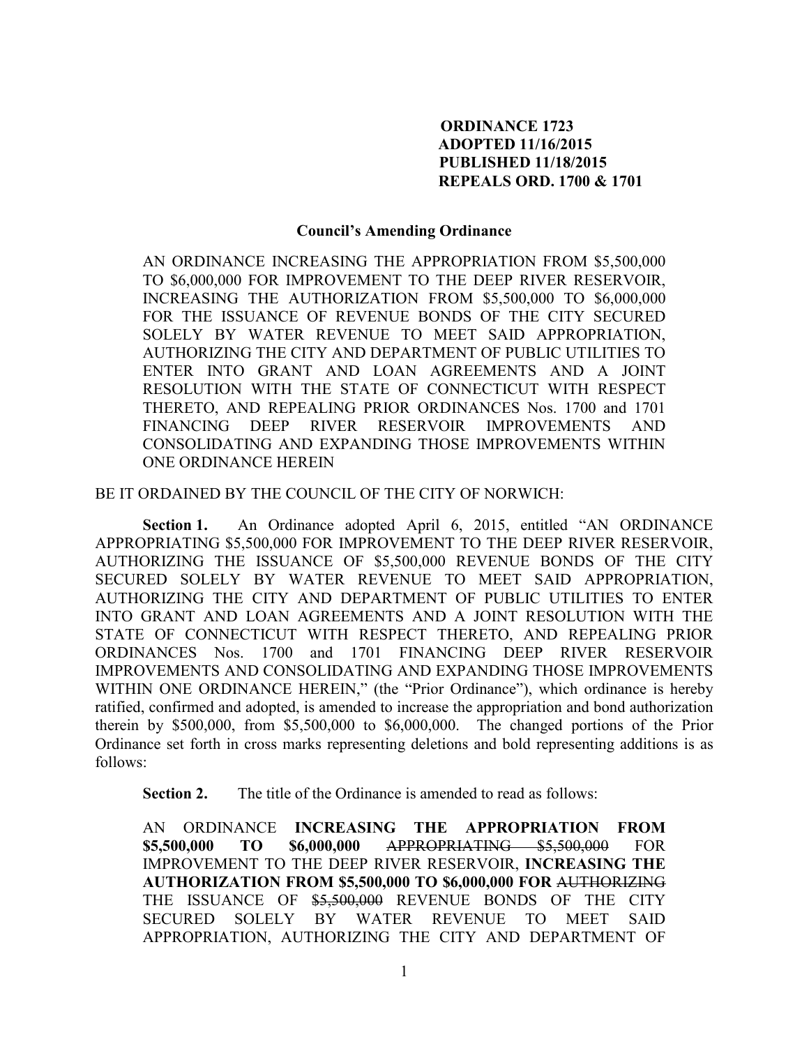**ORDINANCE 1723**
**ADOPTED 11/16/2015**
**PUBLISHED 11/18/2015**
**REPEALS ORD. 1700 & 1701**

**Council's Amending Ordinance**

AN ORDINANCE INCREASING THE APPROPRIATION FROM $5,500,000 TO $6,000,000 FOR IMPROVEMENT TO THE DEEP RIVER RESERVOIR, INCREASING THE AUTHORIZATION FROM $5,500,000 TO $6,000,000 FOR THE ISSUANCE OF REVENUE BONDS OF THE CITY SECURED SOLELY BY WATER REVENUE TO MEET SAID APPROPRIATION, AUTHORIZING THE CITY AND DEPARTMENT OF PUBLIC UTILITIES TO ENTER INTO GRANT AND LOAN AGREEMENTS AND A JOINT RESOLUTION WITH THE STATE OF CONNECTICUT WITH RESPECT THERETO, AND REPEALING PRIOR ORDINANCES Nos. 1700 and 1701 FINANCING DEEP RIVER RESERVOIR IMPROVEMENTS AND CONSOLIDATING AND EXPANDING THOSE IMPROVEMENTS WITHIN ONE ORDINANCE HEREIN

BE IT ORDAINED BY THE COUNCIL OF THE CITY OF NORWICH:

**Section 1.** An Ordinance adopted April 6, 2015, entitled "AN ORDINANCE APPROPRIATING $5,500,000 FOR IMPROVEMENT TO THE DEEP RIVER RESERVOIR, AUTHORIZING THE ISSUANCE OF $5,500,000 REVENUE BONDS OF THE CITY SECURED SOLELY BY WATER REVENUE TO MEET SAID APPROPRIATION, AUTHORIZING THE CITY AND DEPARTMENT OF PUBLIC UTILITIES TO ENTER INTO GRANT AND LOAN AGREEMENTS AND A JOINT RESOLUTION WITH THE STATE OF CONNECTICUT WITH RESPECT THERETO, AND REPEALING PRIOR ORDINANCES Nos. 1700 and 1701 FINANCING DEEP RIVER RESERVOIR IMPROVEMENTS AND CONSOLIDATING AND EXPANDING THOSE IMPROVEMENTS WITHIN ONE ORDINANCE HEREIN," (the "Prior Ordinance"), which ordinance is hereby ratified, confirmed and adopted, is amended to increase the appropriation and bond authorization therein by $500,000, from $5,500,000 to $6,000,000. The changed portions of the Prior Ordinance set forth in cross marks representing deletions and bold representing additions is as follows:

**Section 2.** The title of the Ordinance is amended to read as follows:

AN ORDINANCE **INCREASING THE APPROPRIATION FROM $5,500,000 TO $6,000,000** ~~APPROPRIATING $5,500,000~~ FOR IMPROVEMENT TO THE DEEP RIVER RESERVOIR, **INCREASING THE AUTHORIZATION FROM $5,500,000 TO $6,000,000 FOR** ~~AUTHORIZING~~ THE ISSUANCE OF ~~$5,500,000~~ REVENUE BONDS OF THE CITY SECURED SOLELY BY WATER REVENUE TO MEET SAID APPROPRIATION, AUTHORIZING THE CITY AND DEPARTMENT OF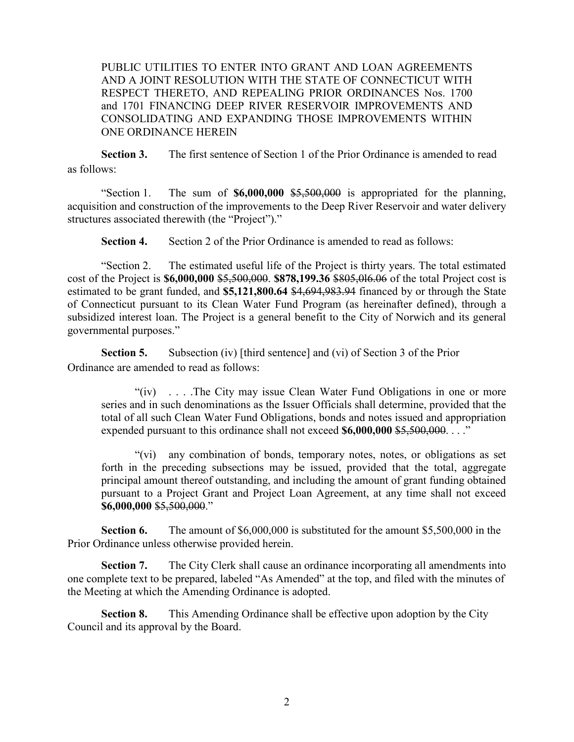PUBLIC UTILITIES TO ENTER INTO GRANT AND LOAN AGREEMENTS AND A JOINT RESOLUTION WITH THE STATE OF CONNECTICUT WITH RESPECT THERETO, AND REPEALING PRIOR ORDINANCES Nos. 1700 and 1701 FINANCING DEEP RIVER RESERVOIR IMPROVEMENTS AND CONSOLIDATING AND EXPANDING THOSE IMPROVEMENTS WITHIN ONE ORDINANCE HEREIN

**Section 3.** The first sentence of Section 1 of the Prior Ordinance is amended to read as follows:

"Section 1. The sum of **$6,000,000** ~~$5,500,000~~ is appropriated for the planning, acquisition and construction of the improvements to the Deep River Reservoir and water delivery structures associated therewith (the "Project")."

**Section 4.** Section 2 of the Prior Ordinance is amended to read as follows:

"Section 2. The estimated useful life of the Project is thirty years. The total estimated cost of the Project is **$6,000,000** ~~$5,500,000~~. **$878,199.36** ~~$805,016.06~~ of the total Project cost is estimated to be grant funded, and **$5,121,800.64** ~~$4,694,983.94~~ financed by or through the State of Connecticut pursuant to its Clean Water Fund Program (as hereinafter defined), through a subsidized interest loan. The Project is a general benefit to the City of Norwich and its general governmental purposes."

**Section 5.** Subsection (iv) [third sentence] and (vi) of Section 3 of the Prior Ordinance are amended to read as follows:

> "(iv) . . . .The City may issue Clean Water Fund Obligations in one or more series and in such denominations as the Issuer Officials shall determine, provided that the total of all such Clean Water Fund Obligations, bonds and notes issued and appropriation expended pursuant to this ordinance shall not exceed **$6,000,000** ~~$5,500,000~~. . . ."
>
> "(vi) any combination of bonds, temporary notes, notes, or obligations as set forth in the preceding subsections may be issued, provided that the total, aggregate principal amount thereof outstanding, and including the amount of grant funding obtained pursuant to a Project Grant and Project Loan Agreement, at any time shall not exceed **$6,000,000** ~~$5,500,000~~."

**Section 6.** The amount of $6,000,000 is substituted for the amount $5,500,000 in the Prior Ordinance unless otherwise provided herein.

**Section 7.** The City Clerk shall cause an ordinance incorporating all amendments into one complete text to be prepared, labeled "As Amended" at the top, and filed with the minutes of the Meeting at which the Amending Ordinance is adopted.

**Section 8.** This Amending Ordinance shall be effective upon adoption by the City Council and its approval by the Board.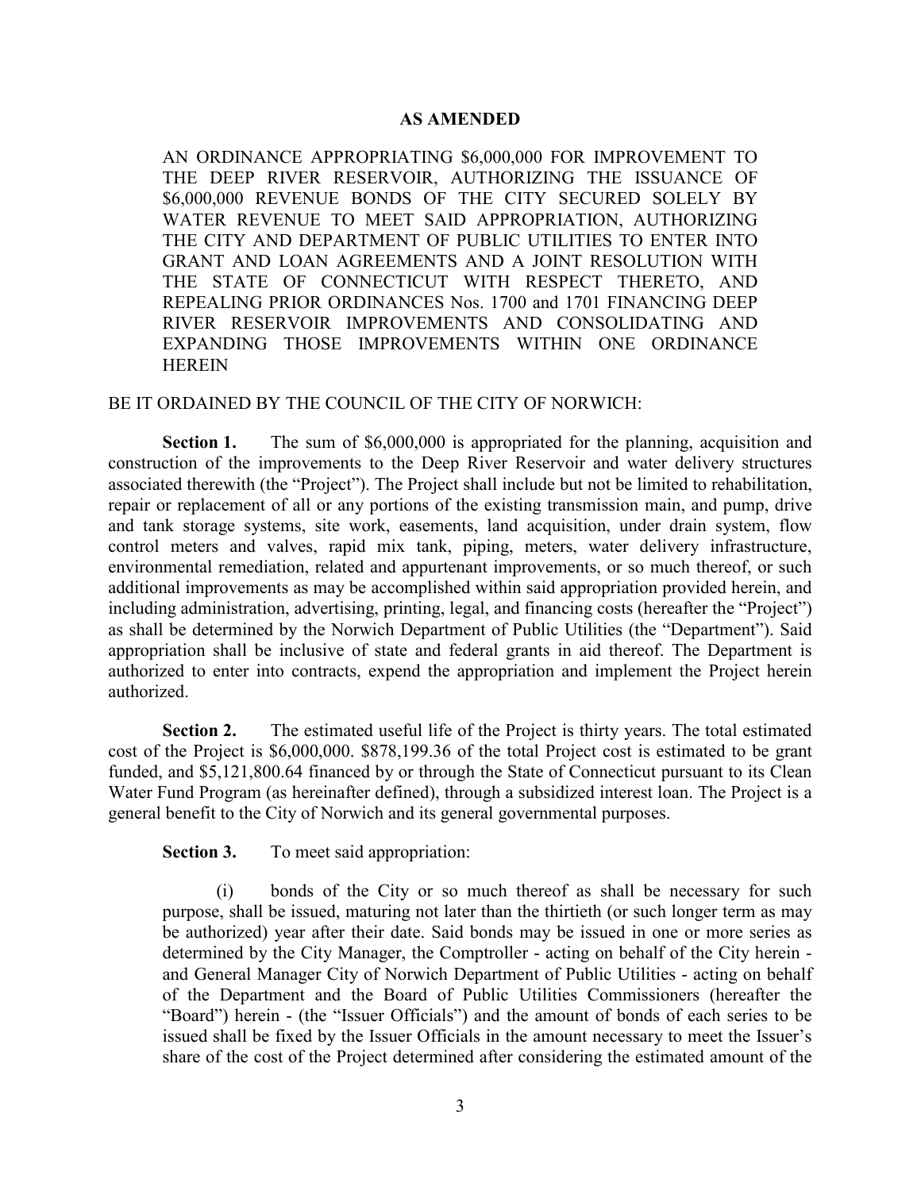**AS AMENDED**

AN ORDINANCE APPROPRIATING $6,000,000 FOR IMPROVEMENT TO THE DEEP RIVER RESERVOIR, AUTHORIZING THE ISSUANCE OF $6,000,000 REVENUE BONDS OF THE CITY SECURED SOLELY BY WATER REVENUE TO MEET SAID APPROPRIATION, AUTHORIZING THE CITY AND DEPARTMENT OF PUBLIC UTILITIES TO ENTER INTO GRANT AND LOAN AGREEMENTS AND A JOINT RESOLUTION WITH THE STATE OF CONNECTICUT WITH RESPECT THERETO, AND REPEALING PRIOR ORDINANCES Nos. 1700 and 1701 FINANCING DEEP RIVER RESERVOIR IMPROVEMENTS AND CONSOLIDATING AND EXPANDING THOSE IMPROVEMENTS WITHIN ONE ORDINANCE HEREIN

BE IT ORDAINED BY THE COUNCIL OF THE CITY OF NORWICH:

**Section 1.** The sum of $6,000,000 is appropriated for the planning, acquisition and construction of the improvements to the Deep River Reservoir and water delivery structures associated therewith (the "Project"). The Project shall include but not be limited to rehabilitation, repair or replacement of all or any portions of the existing transmission main, and pump, drive and tank storage systems, site work, easements, land acquisition, under drain system, flow control meters and valves, rapid mix tank, piping, meters, water delivery infrastructure, environmental remediation, related and appurtenant improvements, or so much thereof, or such additional improvements as may be accomplished within said appropriation provided herein, and including administration, advertising, printing, legal, and financing costs (hereafter the "Project") as shall be determined by the Norwich Department of Public Utilities (the "Department"). Said appropriation shall be inclusive of state and federal grants in aid thereof. The Department is authorized to enter into contracts, expend the appropriation and implement the Project herein authorized.

**Section 2.** The estimated useful life of the Project is thirty years. The total estimated cost of the Project is $6,000,000. $878,199.36 of the total Project cost is estimated to be grant funded, and $5,121,800.64 financed by or through the State of Connecticut pursuant to its Clean Water Fund Program (as hereinafter defined), through a subsidized interest loan. The Project is a general benefit to the City of Norwich and its general governmental purposes.

**Section 3.** To meet said appropriation:

(i) bonds of the City or so much thereof as shall be necessary for such purpose, shall be issued, maturing not later than the thirtieth (or such longer term as may be authorized) year after their date. Said bonds may be issued in one or more series as determined by the City Manager, the Comptroller - acting on behalf of the City herein - and General Manager City of Norwich Department of Public Utilities - acting on behalf of the Department and the Board of Public Utilities Commissioners (hereafter the "Board") herein - (the "Issuer Officials") and the amount of bonds of each series to be issued shall be fixed by the Issuer Officials in the amount necessary to meet the Issuer's share of the cost of the Project determined after considering the estimated amount of the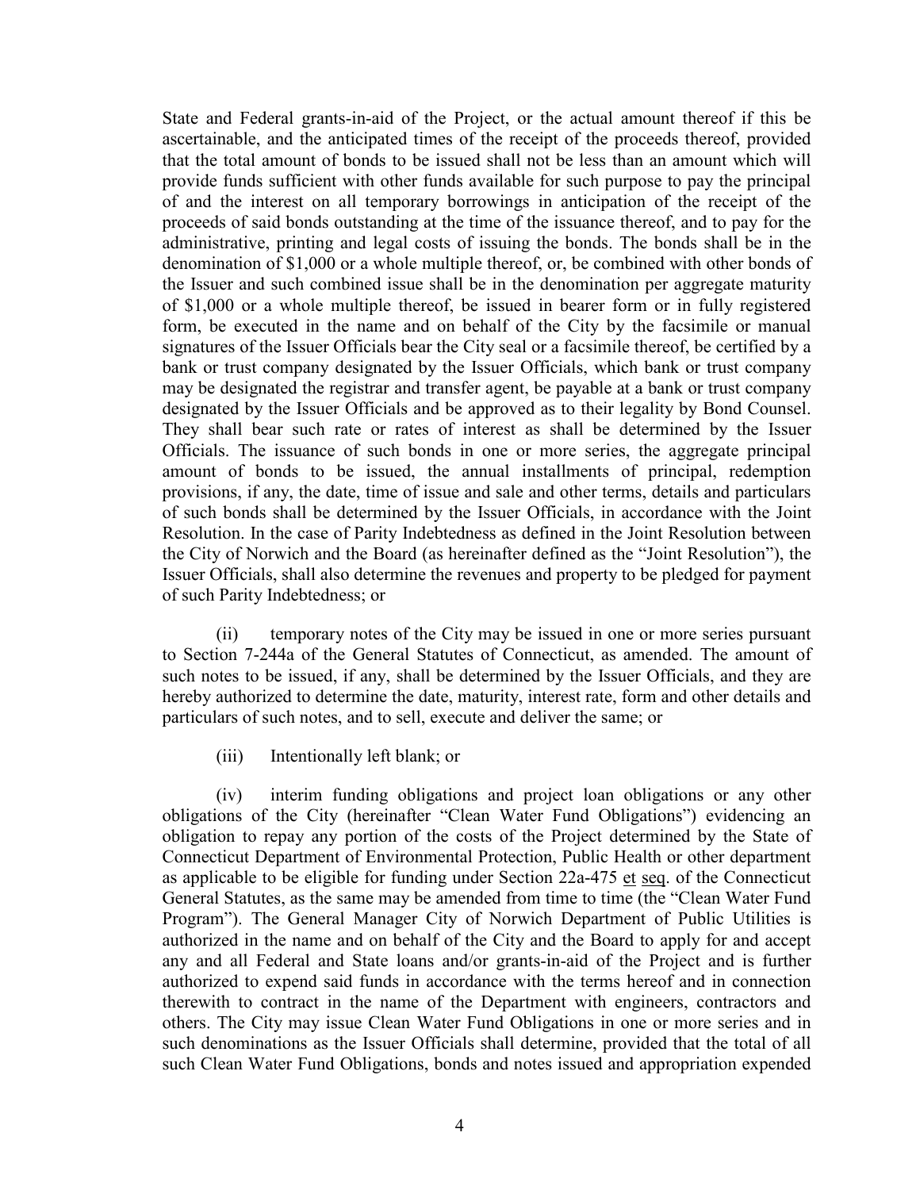State and Federal grants-in-aid of the Project, or the actual amount thereof if this be ascertainable, and the anticipated times of the receipt of the proceeds thereof, provided that the total amount of bonds to be issued shall not be less than an amount which will provide funds sufficient with other funds available for such purpose to pay the principal of and the interest on all temporary borrowings in anticipation of the receipt of the proceeds of said bonds outstanding at the time of the issuance thereof, and to pay for the administrative, printing and legal costs of issuing the bonds. The bonds shall be in the denomination of $1,000 or a whole multiple thereof, or, be combined with other bonds of the Issuer and such combined issue shall be in the denomination per aggregate maturity of $1,000 or a whole multiple thereof, be issued in bearer form or in fully registered form, be executed in the name and on behalf of the City by the facsimile or manual signatures of the Issuer Officials bear the City seal or a facsimile thereof, be certified by a bank or trust company designated by the Issuer Officials, which bank or trust company may be designated the registrar and transfer agent, be payable at a bank or trust company designated by the Issuer Officials and be approved as to their legality by Bond Counsel. They shall bear such rate or rates of interest as shall be determined by the Issuer Officials. The issuance of such bonds in one or more series, the aggregate principal amount of bonds to be issued, the annual installments of principal, redemption provisions, if any, the date, time of issue and sale and other terms, details and particulars of such bonds shall be determined by the Issuer Officials, in accordance with the Joint Resolution. In the case of Parity Indebtedness as defined in the Joint Resolution between the City of Norwich and the Board (as hereinafter defined as the "Joint Resolution"), the Issuer Officials, shall also determine the revenues and property to be pledged for payment of such Parity Indebtedness; or

(ii) temporary notes of the City may be issued in one or more series pursuant to Section 7-244a of the General Statutes of Connecticut, as amended. The amount of such notes to be issued, if any, shall be determined by the Issuer Officials, and they are hereby authorized to determine the date, maturity, interest rate, form and other details and particulars of such notes, and to sell, execute and deliver the same; or

(iii) Intentionally left blank; or

(iv) interim funding obligations and project loan obligations or any other obligations of the City (hereinafter "Clean Water Fund Obligations") evidencing an obligation to repay any portion of the costs of the Project determined by the State of Connecticut Department of Environmental Protection, Public Health or other department as applicable to be eligible for funding under Section 22a-475 et seq. of the Connecticut General Statutes, as the same may be amended from time to time (the "Clean Water Fund Program"). The General Manager City of Norwich Department of Public Utilities is authorized in the name and on behalf of the City and the Board to apply for and accept any and all Federal and State loans and/or grants-in-aid of the Project and is further authorized to expend said funds in accordance with the terms hereof and in connection therewith to contract in the name of the Department with engineers, contractors and others. The City may issue Clean Water Fund Obligations in one or more series and in such denominations as the Issuer Officials shall determine, provided that the total of all such Clean Water Fund Obligations, bonds and notes issued and appropriation expended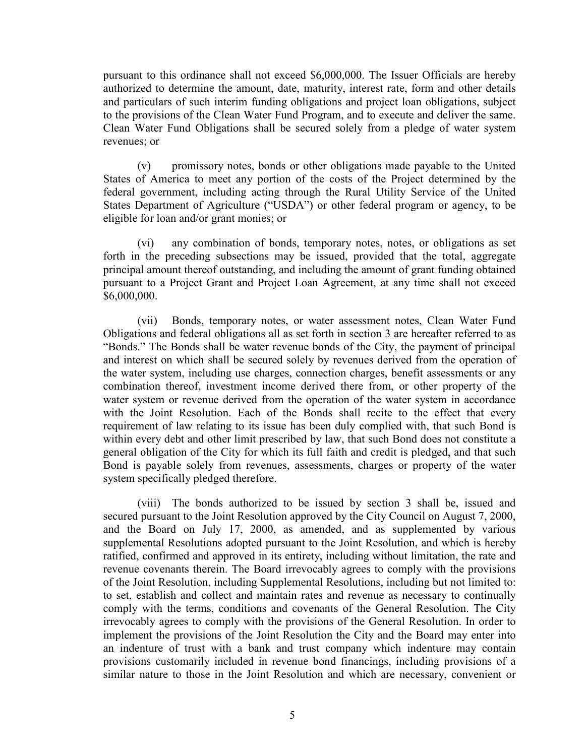pursuant to this ordinance shall not exceed $6,000,000. The Issuer Officials are hereby authorized to determine the amount, date, maturity, interest rate, form and other details and particulars of such interim funding obligations and project loan obligations, subject to the provisions of the Clean Water Fund Program, and to execute and deliver the same. Clean Water Fund Obligations shall be secured solely from a pledge of water system revenues; or

(v) promissory notes, bonds or other obligations made payable to the United States of America to meet any portion of the costs of the Project determined by the federal government, including acting through the Rural Utility Service of the United States Department of Agriculture ("USDA") or other federal program or agency, to be eligible for loan and/or grant monies; or

(vi) any combination of bonds, temporary notes, notes, or obligations as set forth in the preceding subsections may be issued, provided that the total, aggregate principal amount thereof outstanding, and including the amount of grant funding obtained pursuant to a Project Grant and Project Loan Agreement, at any time shall not exceed $6,000,000.

(vii) Bonds, temporary notes, or water assessment notes, Clean Water Fund Obligations and federal obligations all as set forth in section 3 are hereafter referred to as "Bonds." The Bonds shall be water revenue bonds of the City, the payment of principal and interest on which shall be secured solely by revenues derived from the operation of the water system, including use charges, connection charges, benefit assessments or any combination thereof, investment income derived there from, or other property of the water system or revenue derived from the operation of the water system in accordance with the Joint Resolution. Each of the Bonds shall recite to the effect that every requirement of law relating to its issue has been duly complied with, that such Bond is within every debt and other limit prescribed by law, that such Bond does not constitute a general obligation of the City for which its full faith and credit is pledged, and that such Bond is payable solely from revenues, assessments, charges or property of the water system specifically pledged therefore.

(viii) The bonds authorized to be issued by section 3 shall be, issued and secured pursuant to the Joint Resolution approved by the City Council on August 7, 2000, and the Board on July 17, 2000, as amended, and as supplemented by various supplemental Resolutions adopted pursuant to the Joint Resolution, and which is hereby ratified, confirmed and approved in its entirety, including without limitation, the rate and revenue covenants therein. The Board irrevocably agrees to comply with the provisions of the Joint Resolution, including Supplemental Resolutions, including but not limited to: to set, establish and collect and maintain rates and revenue as necessary to continually comply with the terms, conditions and covenants of the General Resolution. The City irrevocably agrees to comply with the provisions of the General Resolution. In order to implement the provisions of the Joint Resolution the City and the Board may enter into an indenture of trust with a bank and trust company which indenture may contain provisions customarily included in revenue bond financings, including provisions of a similar nature to those in the Joint Resolution and which are necessary, convenient or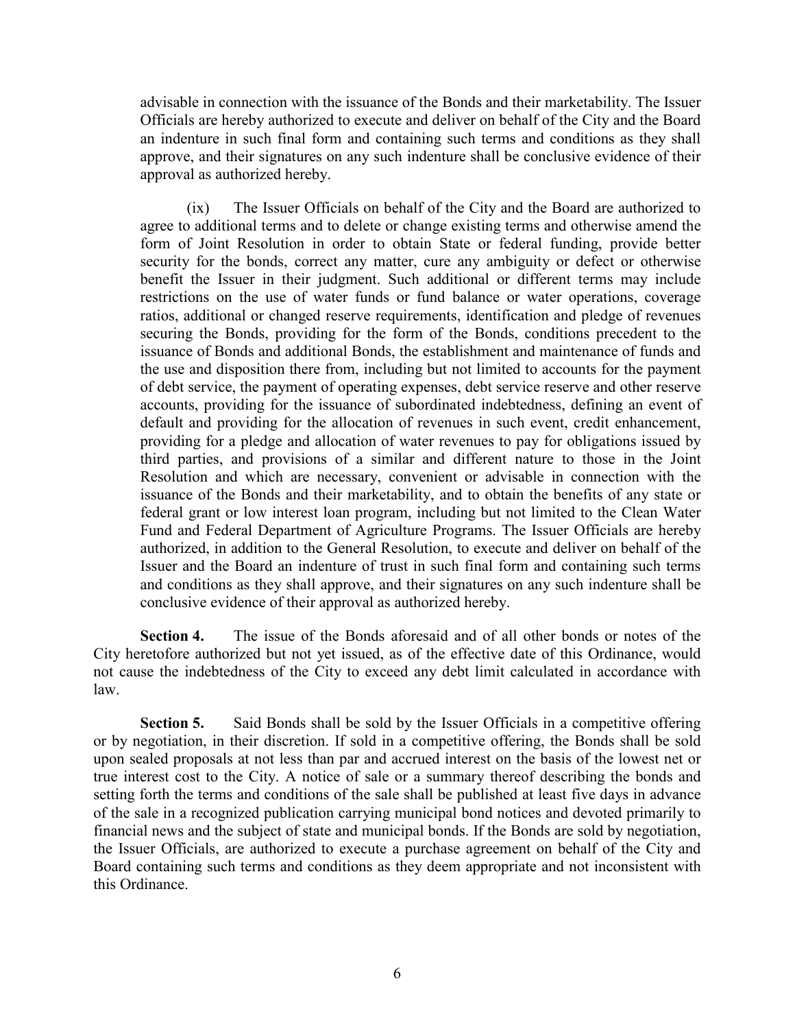advisable in connection with the issuance of the Bonds and their marketability. The Issuer Officials are hereby authorized to execute and deliver on behalf of the City and the Board an indenture in such final form and containing such terms and conditions as they shall approve, and their signatures on any such indenture shall be conclusive evidence of their approval as authorized hereby.

(ix) The Issuer Officials on behalf of the City and the Board are authorized to agree to additional terms and to delete or change existing terms and otherwise amend the form of Joint Resolution in order to obtain State or federal funding, provide better security for the bonds, correct any matter, cure any ambiguity or defect or otherwise benefit the Issuer in their judgment. Such additional or different terms may include restrictions on the use of water funds or fund balance or water operations, coverage ratios, additional or changed reserve requirements, identification and pledge of revenues securing the Bonds, providing for the form of the Bonds, conditions precedent to the issuance of Bonds and additional Bonds, the establishment and maintenance of funds and the use and disposition there from, including but not limited to accounts for the payment of debt service, the payment of operating expenses, debt service reserve and other reserve accounts, providing for the issuance of subordinated indebtedness, defining an event of default and providing for the allocation of revenues in such event, credit enhancement, providing for a pledge and allocation of water revenues to pay for obligations issued by third parties, and provisions of a similar and different nature to those in the Joint Resolution and which are necessary, convenient or advisable in connection with the issuance of the Bonds and their marketability, and to obtain the benefits of any state or federal grant or low interest loan program, including but not limited to the Clean Water Fund and Federal Department of Agriculture Programs. The Issuer Officials are hereby authorized, in addition to the General Resolution, to execute and deliver on behalf of the Issuer and the Board an indenture of trust in such final form and containing such terms and conditions as they shall approve, and their signatures on any such indenture shall be conclusive evidence of their approval as authorized hereby.

**Section 4.** The issue of the Bonds aforesaid and of all other bonds or notes of the City heretofore authorized but not yet issued, as of the effective date of this Ordinance, would not cause the indebtedness of the City to exceed any debt limit calculated in accordance with law.

**Section 5.** Said Bonds shall be sold by the Issuer Officials in a competitive offering or by negotiation, in their discretion. If sold in a competitive offering, the Bonds shall be sold upon sealed proposals at not less than par and accrued interest on the basis of the lowest net or true interest cost to the City. A notice of sale or a summary thereof describing the bonds and setting forth the terms and conditions of the sale shall be published at least five days in advance of the sale in a recognized publication carrying municipal bond notices and devoted primarily to financial news and the subject of state and municipal bonds. If the Bonds are sold by negotiation, the Issuer Officials, are authorized to execute a purchase agreement on behalf of the City and Board containing such terms and conditions as they deem appropriate and not inconsistent with this Ordinance.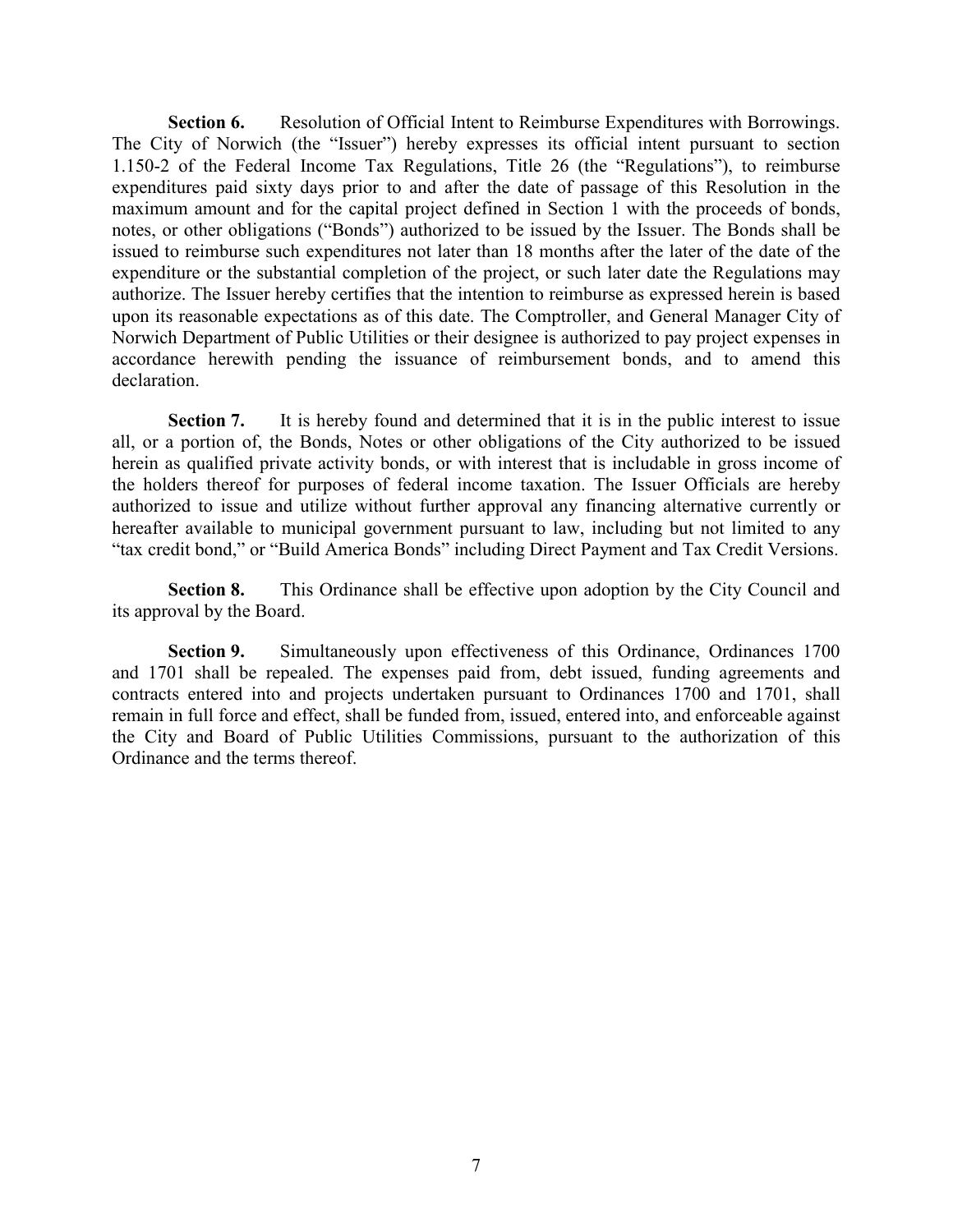**Section 6.** Resolution of Official Intent to Reimburse Expenditures with Borrowings. The City of Norwich (the "Issuer") hereby expresses its official intent pursuant to section 1.150-2 of the Federal Income Tax Regulations, Title 26 (the "Regulations"), to reimburse expenditures paid sixty days prior to and after the date of passage of this Resolution in the maximum amount and for the capital project defined in Section 1 with the proceeds of bonds, notes, or other obligations ("Bonds") authorized to be issued by the Issuer. The Bonds shall be issued to reimburse such expenditures not later than 18 months after the later of the date of the expenditure or the substantial completion of the project, or such later date the Regulations may authorize. The Issuer hereby certifies that the intention to reimburse as expressed herein is based upon its reasonable expectations as of this date. The Comptroller, and General Manager City of Norwich Department of Public Utilities or their designee is authorized to pay project expenses in accordance herewith pending the issuance of reimbursement bonds, and to amend this declaration.

**Section 7.** It is hereby found and determined that it is in the public interest to issue all, or a portion of, the Bonds, Notes or other obligations of the City authorized to be issued herein as qualified private activity bonds, or with interest that is includable in gross income of the holders thereof for purposes of federal income taxation. The Issuer Officials are hereby authorized to issue and utilize without further approval any financing alternative currently or hereafter available to municipal government pursuant to law, including but not limited to any "tax credit bond," or "Build America Bonds" including Direct Payment and Tax Credit Versions.

**Section 8.** This Ordinance shall be effective upon adoption by the City Council and its approval by the Board.

**Section 9.** Simultaneously upon effectiveness of this Ordinance, Ordinances 1700 and 1701 shall be repealed. The expenses paid from, debt issued, funding agreements and contracts entered into and projects undertaken pursuant to Ordinances 1700 and 1701, shall remain in full force and effect, shall be funded from, issued, entered into, and enforceable against the City and Board of Public Utilities Commissions, pursuant to the authorization of this Ordinance and the terms thereof.